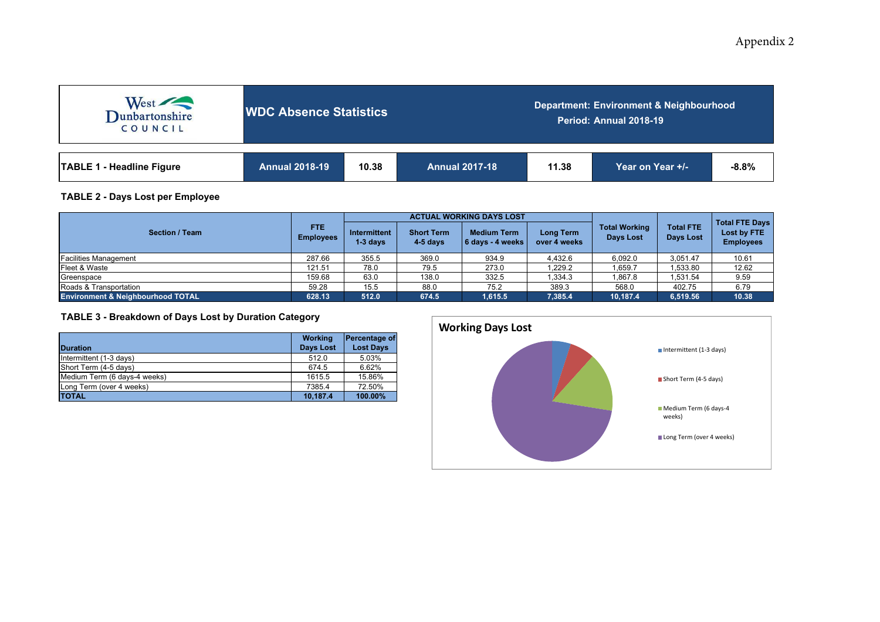Appendix 2

West Dunbartonshire COUNCIL

# WDC Absence Statistics

**Department: Environment & Neighbourhood**
**Period: Annual 2018-19**

| TABLE 1 - Headline Figure | Annual 2018-19 | 10.38 | Annual 2017-18 | 11.38 | Year on Year +/- | -8.8% |
|---|---|---|---|---|---|---|

## TABLE 2 - Days Lost per Employee

| Section / Team | FTE Employees | ACTUAL WORKING DAYS LOST | | | | Total Working Days Lost | Total FTE Days Lost | Total FTE Days Lost by FTE Employees |
|---|---|---|---|---|---|---|---|---|
| | | Intermittent 1-3 days | Short Term 4-5 days | Medium Term 6 days - 4 weeks | Long Term over 4 weeks | | | |
| Facilities Management | 287.66 | 355.5 | 369.0 | 934.9 | 4,432.6 | 6,092.0 | 3,051.47 | 10.61 |
| Fleet & Waste | 121.51 | 78.0 | 79.5 | 273.0 | 1,229.2 | 1,659.7 | 1,533.80 | 12.62 |
| Greenspace | 159.68 | 63.0 | 138.0 | 332.5 | 1,334.3 | 1,867.8 | 1,531.54 | 9.59 |
| Roads & Transportation | 59.28 | 15.5 | 88.0 | 75.2 | 389.3 | 568.0 | 402.75 | 6.79 |
| **Environment & Neighbourhood TOTAL** | **628.13** | **512.0** | **674.5** | **1,615.5** | **7,385.4** | **10,187.4** | **6,519.56** | **10.38** |

## TABLE 3 - Breakdown of Days Lost by Duration Category

| Duration | Working Days Lost | Percentage of Lost Days |
|---|---|---|
| Intermittent (1-3 days) | 512.0 | 5.03% |
| Short Term (4-5 days) | 674.5 | 6.62% |
| Medium Term (6 days-4 weeks) | 1615.5 | 15.86% |
| Long Term (over 4 weeks) | 7385.4 | 72.50% |
| **TOTAL** | **10,187.4** | **100.00%** |

**Working Days Lost**

- Intermittent (1-3 days)
- Short Term (4-5 days)
- Medium Term (6 days-4 weeks)
- Long Term (over 4 weeks)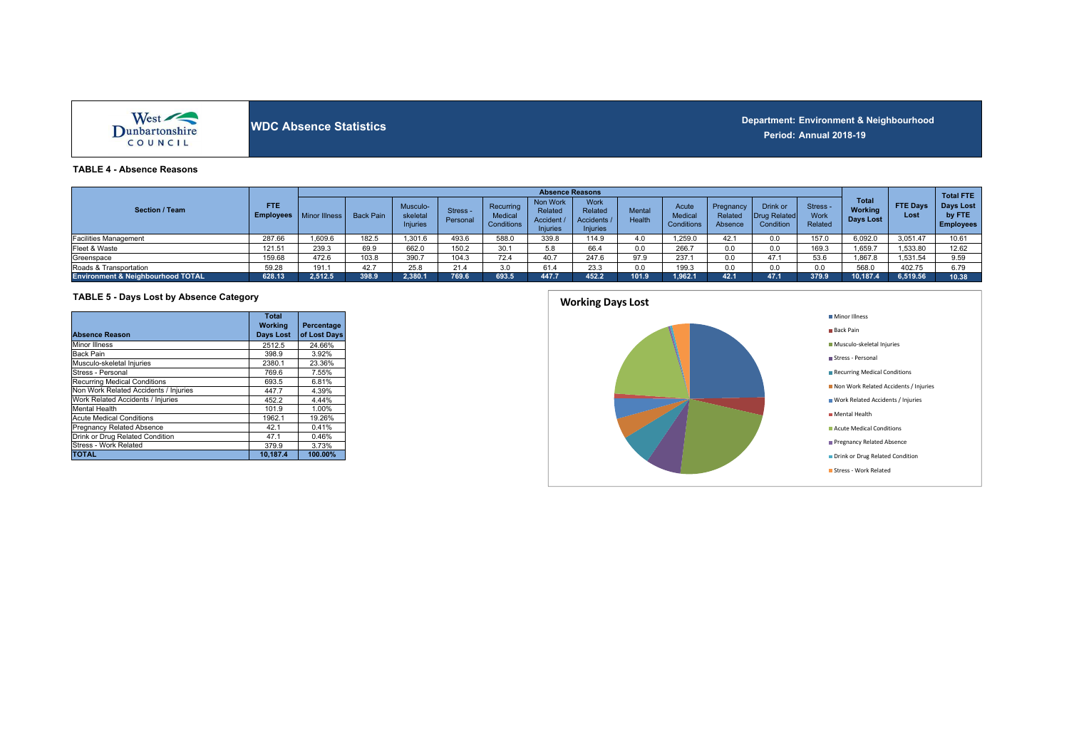West Dunbartonshire COUNCIL

# WDC Absence Statistics

**Department: Environment & Neighbourhood**
**Period: Annual 2018-19**

### TABLE 4 - Absence Reasons

| Section / Team | FTE Employees | Absence Reasons | | | | | | | | | | | | Total Working Days Lost | FTE Days Lost | Total FTE Days Lost by FTE Employees |
|---|---|---|---|---|---|---|---|---|---|---|---|---|---|---|---|---|
| | | Minor Illness | Back Pain | Musculo-skeletal Injuries | Stress - Personal | Recurring Medical Conditions | Non Work Related Accident / Injuries | Work Related Accidents / Injuries | Mental Health | Acute Medical Conditions | Pregnancy Related Absence | Drink or Drug Related Condition | Stress - Work Related | | | |
| Facilities Management | 287.66 | 1,609.6 | 182.5 | 1,301.6 | 493.6 | 588.0 | 339.8 | 114.9 | 4.0 | 1,259.0 | 42.1 | 0.0 | 157.0 | 6,092.0 | 3,051.47 | 10.61 |
| Fleet & Waste | 121.51 | 239.3 | 69.9 | 662.0 | 150.2 | 30.1 | 5.8 | 66.4 | 0.0 | 266.7 | 0.0 | 0.0 | 169.3 | 1,659.7 | 1,533.80 | 12.62 |
| Greenspace | 159.68 | 472.6 | 103.8 | 390.7 | 104.3 | 72.4 | 40.7 | 247.6 | 97.9 | 237.1 | 0.0 | 47.1 | 53.6 | 1,867.8 | 1,531.54 | 9.59 |
| Roads & Transportation | 59.28 | 191.1 | 42.7 | 25.8 | 21.4 | 3.0 | 61.4 | 23.3 | 0.0 | 199.3 | 0.0 | 0.0 | 0.0 | 568.0 | 402.75 | 6.79 |
| **Environment & Neighbourhood TOTAL** | **628.13** | **2,512.5** | **398.9** | **2,380.1** | **769.6** | **693.5** | **447.7** | **452.2** | **101.9** | **1,962.1** | **42.1** | **47.1** | **379.9** | **10,187.4** | **6,519.56** | **10.38** |

### TABLE 5 - Days Lost by Absence Category

| Absence Reason | Total Working Days Lost | Percentage of Lost Days |
|---|---|---|
| Minor Illness | 2512.5 | 24.66% |
| Back Pain | 398.9 | 3.92% |
| Musculo-skeletal Injuries | 2380.1 | 23.36% |
| Stress - Personal | 769.6 | 7.55% |
| Recurring Medical Conditions | 693.5 | 6.81% |
| Non Work Related Accidents / Injuries | 447.7 | 4.39% |
| Work Related Accidents / Injuries | 452.2 | 4.44% |
| Mental Health | 101.9 | 1.00% |
| Acute Medical Conditions | 1962.1 | 19.26% |
| Pregnancy Related Absence | 42.1 | 0.41% |
| Drink or Drug Related Condition | 47.1 | 0.46% |
| Stress - Work Related | 379.9 | 3.73% |
| **TOTAL** | **10,187.4** | **100.00%** |

Working Days Lost

Minor Illness
Back Pain
Musculo-skeletal Injuries
Stress - Personal
Recurring Medical Conditions
Non Work Related Accidents / Injuries
Work Related Accidents / Injuries
Mental Health
Acute Medical Conditions
Pregnancy Related Absence
Drink or Drug Related Condition
Stress - Work Related